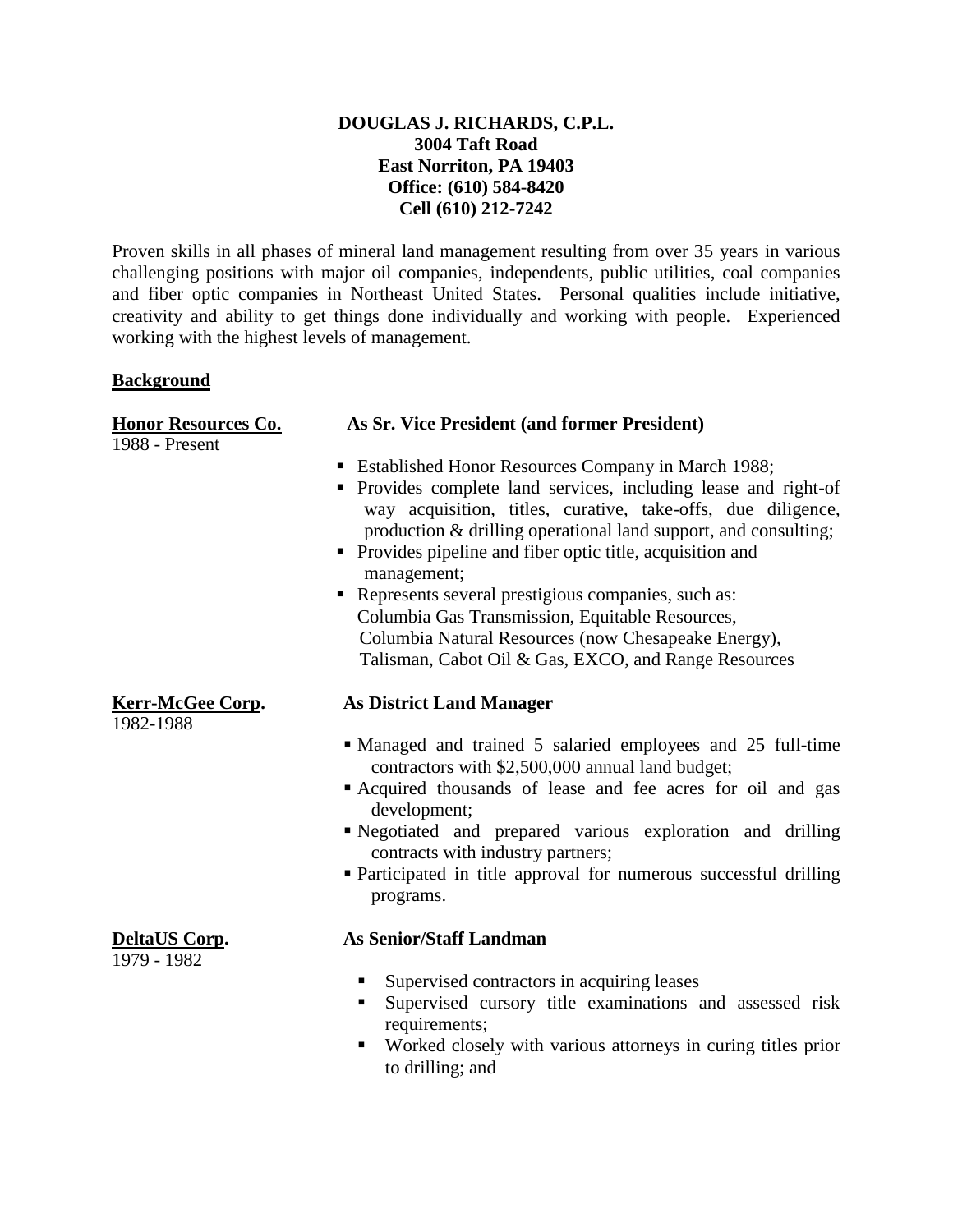**DOUGLAS J. RICHARDS, C.P.L.**
**3004 Taft Road**
**East Norriton, PA 19403**
**Office: (610) 584-8420**
**Cell (610) 212-7242**

Proven skills in all phases of mineral land management resulting from over 35 years in various challenging positions with major oil companies, independents, public utilities, coal companies and fiber optic companies in Northeast United States. Personal qualities include initiative, creativity and ability to get things done individually and working with people. Experienced working with the highest levels of management.

## Background

**Honor Resources Co.**
1988 - Present

**As Sr. Vice President (and former President)**

- Established Honor Resources Company in March 1988;
- Provides complete land services, including lease and right-of way acquisition, titles, curative, take-offs, due diligence, production & drilling operational land support, and consulting;
- Provides pipeline and fiber optic title, acquisition and management;
- Represents several prestigious companies, such as: Columbia Gas Transmission, Equitable Resources, Columbia Natural Resources (now Chesapeake Energy), Talisman, Cabot Oil & Gas, EXCO, and Range Resources

**Kerr-McGee Corp.**
1982-1988

**As District Land Manager**

- Managed and trained 5 salaried employees and 25 full-time contractors with $2,500,000 annual land budget;
- Acquired thousands of lease and fee acres for oil and gas development;
- Negotiated and prepared various exploration and drilling contracts with industry partners;
- Participated in title approval for numerous successful drilling programs.

**DeltaUS Corp.**
1979 - 1982

**As Senior/Staff Landman**

- Supervised contractors in acquiring leases
- Supervised cursory title examinations and assessed risk requirements;
- Worked closely with various attorneys in curing titles prior to drilling; and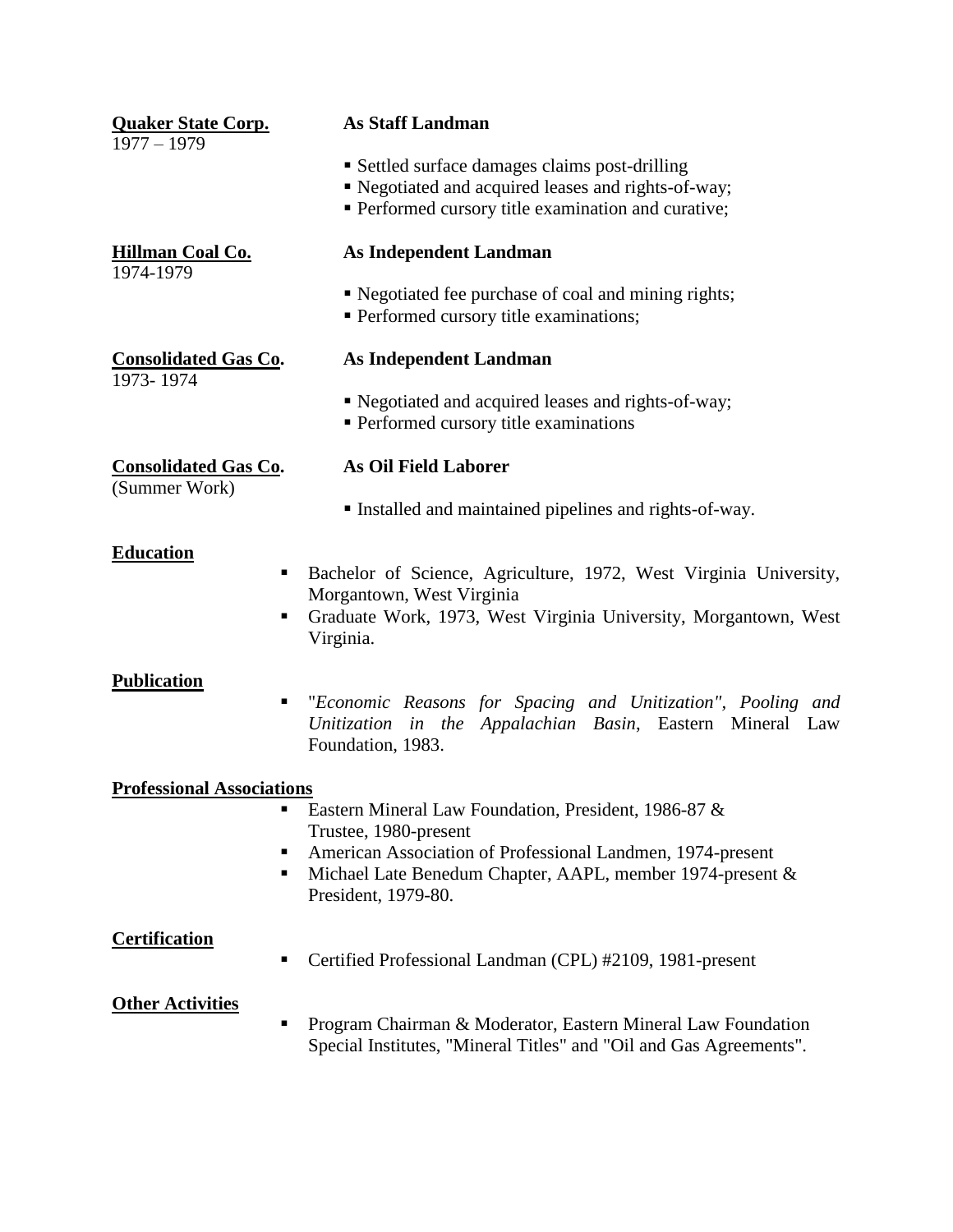**Quaker State Corp.**
1977 – 1979

**As Staff Landman**

- Settled surface damages claims post-drilling
- Negotiated and acquired leases and rights-of-way;
- Performed cursory title examination and curative;

**Hillman Coal Co.**
1974-1979

**As Independent Landman**

- Negotiated fee purchase of coal and mining rights;
- Performed cursory title examinations;

**Consolidated Gas Co.**
1973- 1974

**As Independent Landman**

- Negotiated and acquired leases and rights-of-way;
- Performed cursory title examinations

**Consolidated Gas Co.**
(Summer Work)

**As Oil Field Laborer**

- Installed and maintained pipelines and rights-of-way.

## Education

- Bachelor of Science, Agriculture, 1972, West Virginia University, Morgantown, West Virginia
- Graduate Work, 1973, West Virginia University, Morgantown, West Virginia.

## Publication

- "*Economic Reasons for Spacing and Unitization", Pooling and Unitization in the Appalachian Basin*, Eastern Mineral Law Foundation, 1983.

## Professional Associations

- Eastern Mineral Law Foundation, President, 1986-87 & Trustee, 1980-present
- American Association of Professional Landmen, 1974-present
- Michael Late Benedum Chapter, AAPL, member 1974-present & President, 1979-80.

## Certification

- Certified Professional Landman (CPL) #2109, 1981-present

## Other Activities

- Program Chairman & Moderator, Eastern Mineral Law Foundation Special Institutes, "Mineral Titles" and "Oil and Gas Agreements".